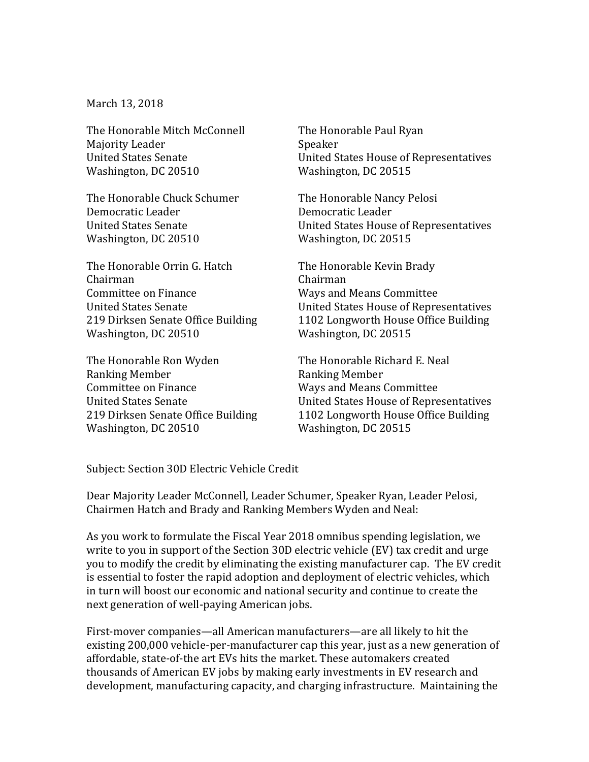March 13, 2018

The Honorable Mitch McConnell
Majority Leader
United States Senate
Washington, DC 20510

The Honorable Paul Ryan
Speaker
United States House of Representatives
Washington, DC 20515

The Honorable Chuck Schumer
Democratic Leader
United States Senate
Washington, DC 20510

The Honorable Nancy Pelosi
Democratic Leader
United States House of Representatives
Washington, DC 20515

The Honorable Orrin G. Hatch
Chairman
Committee on Finance
United States Senate
219 Dirksen Senate Office Building
Washington, DC 20510

The Honorable Kevin Brady
Chairman
Ways and Means Committee
United States House of Representatives
1102 Longworth House Office Building
Washington, DC 20515

The Honorable Ron Wyden
Ranking Member
Committee on Finance
United States Senate
219 Dirksen Senate Office Building
Washington, DC 20510

The Honorable Richard E. Neal
Ranking Member
Ways and Means Committee
United States House of Representatives
1102 Longworth House Office Building
Washington, DC 20515

Subject: Section 30D Electric Vehicle Credit

Dear Majority Leader McConnell, Leader Schumer, Speaker Ryan, Leader Pelosi, Chairmen Hatch and Brady and Ranking Members Wyden and Neal:

As you work to formulate the Fiscal Year 2018 omnibus spending legislation, we write to you in support of the Section 30D electric vehicle (EV) tax credit and urge you to modify the credit by eliminating the existing manufacturer cap. The EV credit is essential to foster the rapid adoption and deployment of electric vehicles, which in turn will boost our economic and national security and continue to create the next generation of well-paying American jobs.

First-mover companies—all American manufacturers—are all likely to hit the existing 200,000 vehicle-per-manufacturer cap this year, just as a new generation of affordable, state-of-the art EVs hits the market. These automakers created thousands of American EV jobs by making early investments in EV research and development, manufacturing capacity, and charging infrastructure. Maintaining the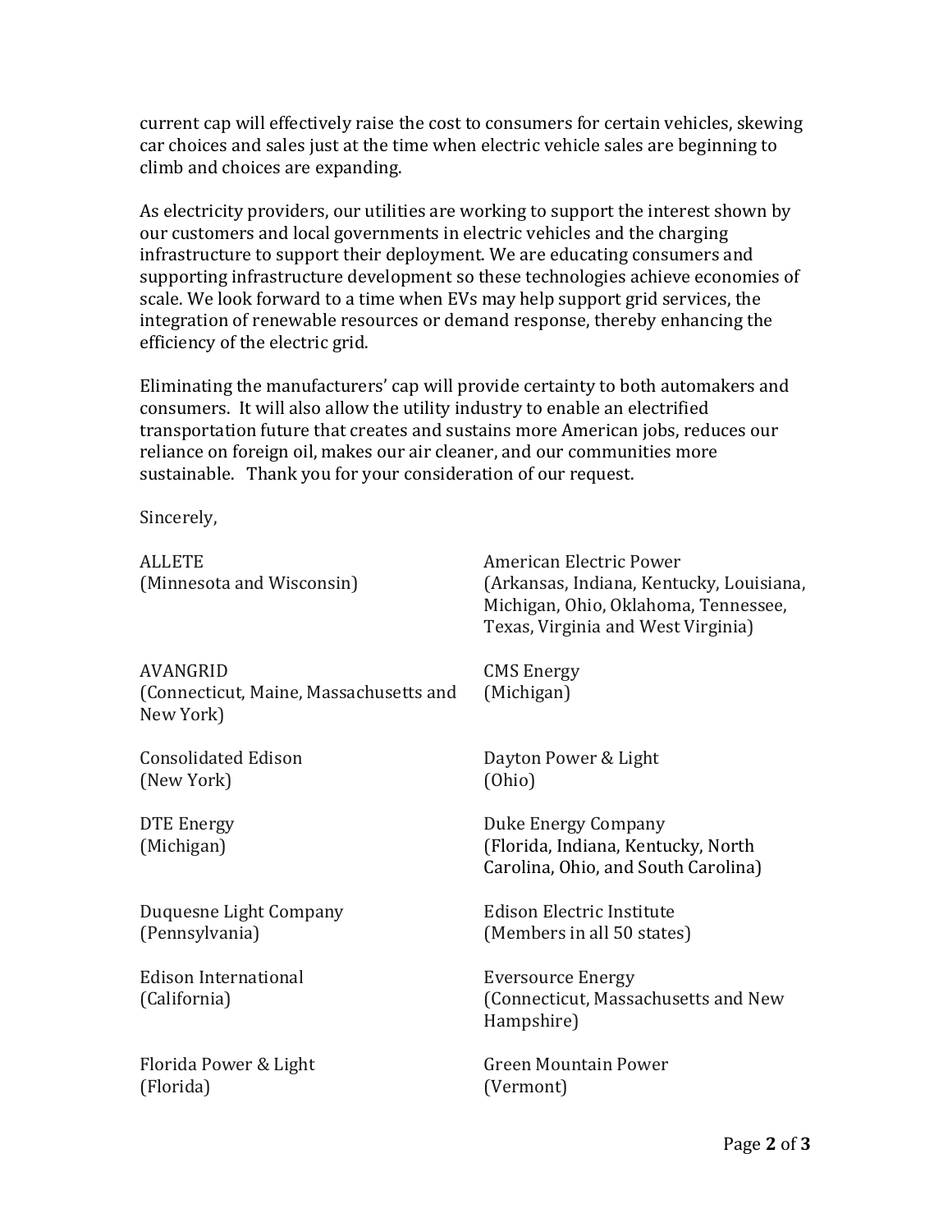current cap will effectively raise the cost to consumers for certain vehicles, skewing car choices and sales just at the time when electric vehicle sales are beginning to climb and choices are expanding.

As electricity providers, our utilities are working to support the interest shown by our customers and local governments in electric vehicles and the charging infrastructure to support their deployment. We are educating consumers and supporting infrastructure development so these technologies achieve economies of scale. We look forward to a time when EVs may help support grid services, the integration of renewable resources or demand response, thereby enhancing the efficiency of the electric grid.

Eliminating the manufacturers' cap will provide certainty to both automakers and consumers. It will also allow the utility industry to enable an electrified transportation future that creates and sustains more American jobs, reduces our reliance on foreign oil, makes our air cleaner, and our communities more sustainable. Thank you for your consideration of our request.

Sincerely,

ALLETE
(Minnesota and Wisconsin)

American Electric Power
(Arkansas, Indiana, Kentucky, Louisiana, Michigan, Ohio, Oklahoma, Tennessee, Texas, Virginia and West Virginia)

AVANGRID
(Connecticut, Maine, Massachusetts and New York)

CMS Energy
(Michigan)

Consolidated Edison
(New York)

Dayton Power & Light
(Ohio)

DTE Energy
(Michigan)

Duke Energy Company
(Florida, Indiana, Kentucky, North Carolina, Ohio, and South Carolina)

Duquesne Light Company
(Pennsylvania)

Edison Electric Institute
(Members in all 50 states)

Edison International
(California)

Eversource Energy
(Connecticut, Massachusetts and New Hampshire)

Florida Power & Light
(Florida)

Green Mountain Power
(Vermont)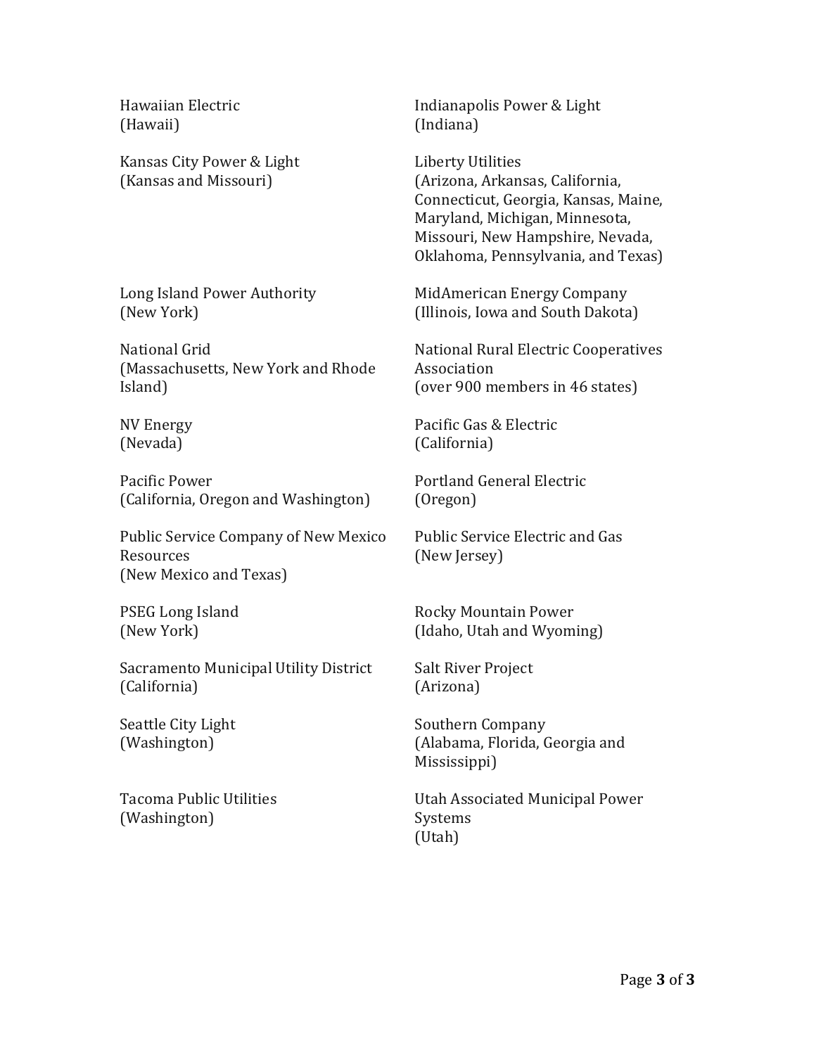Hawaiian Electric
(Hawaii)

Indianapolis Power & Light
(Indiana)

Kansas City Power & Light
(Kansas and Missouri)

Liberty Utilities
(Arizona, Arkansas, California, Connecticut, Georgia, Kansas, Maine, Maryland, Michigan, Minnesota, Missouri, New Hampshire, Nevada, Oklahoma, Pennsylvania, and Texas)

Long Island Power Authority
(New York)

MidAmerican Energy Company
(Illinois, Iowa and South Dakota)

National Grid
(Massachusetts, New York and Rhode Island)

National Rural Electric Cooperatives Association
(over 900 members in 46 states)

NV Energy
(Nevada)

Pacific Gas & Electric
(California)

Pacific Power
(California, Oregon and Washington)

Portland General Electric
(Oregon)

Public Service Company of New Mexico Resources
(New Mexico and Texas)

Public Service Electric and Gas
(New Jersey)

PSEG Long Island
(New York)

Rocky Mountain Power
(Idaho, Utah and Wyoming)

Sacramento Municipal Utility District
(California)

Salt River Project
(Arizona)

Seattle City Light
(Washington)

Southern Company
(Alabama, Florida, Georgia and Mississippi)

Tacoma Public Utilities
(Washington)

Utah Associated Municipal Power Systems
(Utah)